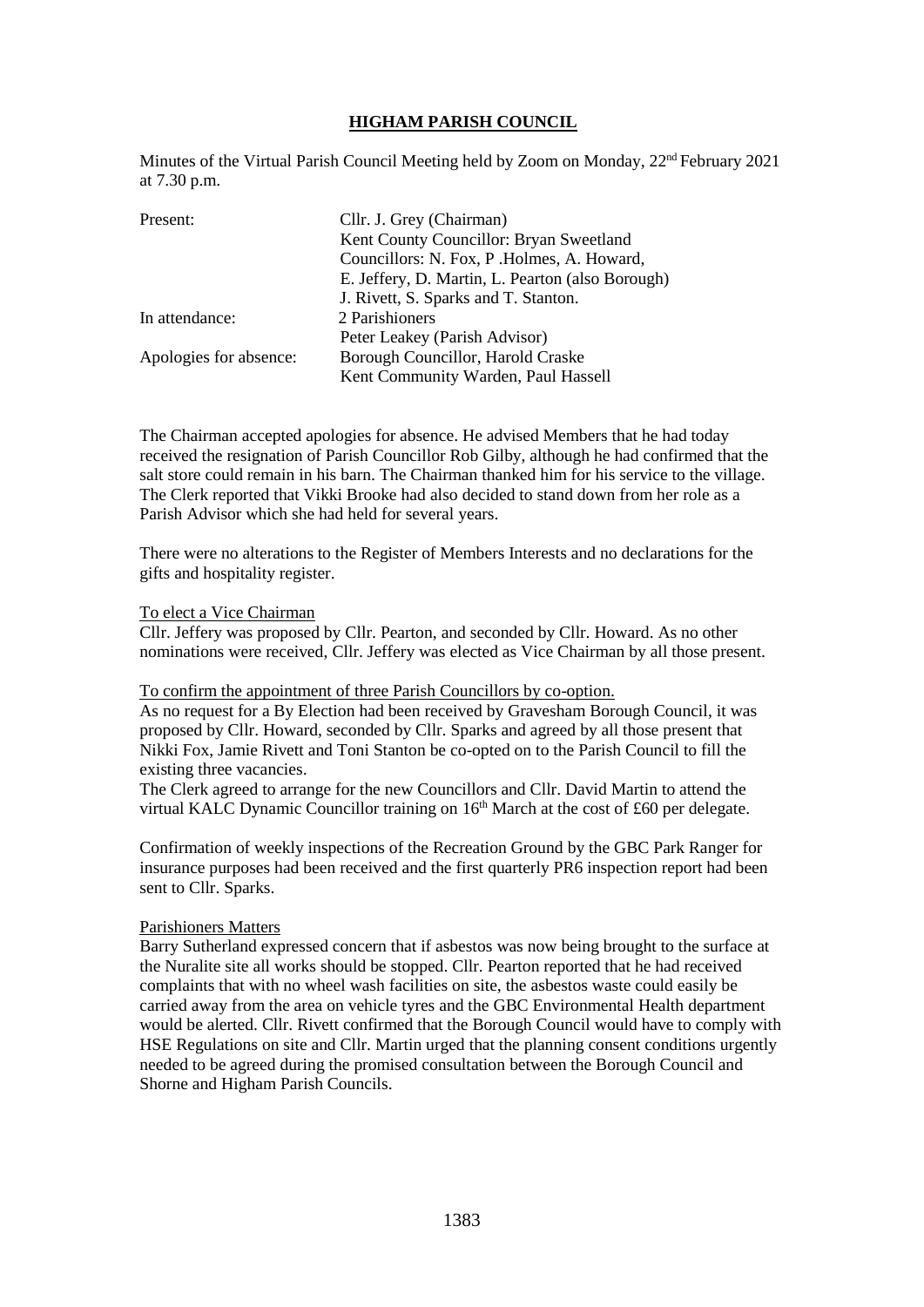# HIGHAM PARISH COUNCIL

Minutes of the Virtual Parish Council Meeting held by Zoom on Monday, 22nd February 2021 at 7.30 p.m.

| | |
|---|---|
| Present: | Cllr. J. Grey (Chairman) |
| | Kent County Councillor: Bryan Sweetland |
| | Councillors: N. Fox, P .Holmes, A. Howard, |
| | E. Jeffery, D. Martin, L. Pearton (also Borough) |
| | J. Rivett, S. Sparks and T. Stanton. |
| In attendance: | 2 Parishioners |
| | Peter Leakey (Parish Advisor) |
| Apologies for absence: | Borough Councillor, Harold Craske |
| | Kent Community Warden, Paul Hassell |

The Chairman accepted apologies for absence. He advised Members that he had today received the resignation of Parish Councillor Rob Gilby, although he had confirmed that the salt store could remain in his barn. The Chairman thanked him for his service to the village. The Clerk reported that Vikki Brooke had also decided to stand down from her role as a Parish Advisor which she had held for several years.

There were no alterations to the Register of Members Interests and no declarations for the gifts and hospitality register.

To elect a Vice Chairman

Cllr. Jeffery was proposed by Cllr. Pearton, and seconded by Cllr. Howard. As no other nominations were received, Cllr. Jeffery was elected as Vice Chairman by all those present.

To confirm the appointment of three Parish Councillors by co-option.

As no request for a By Election had been received by Gravesham Borough Council, it was proposed by Cllr. Howard, seconded by Cllr. Sparks and agreed by all those present that Nikki Fox, Jamie Rivett and Toni Stanton be co-opted on to the Parish Council to fill the existing three vacancies.

The Clerk agreed to arrange for the new Councillors and Cllr. David Martin to attend the virtual KALC Dynamic Councillor training on 16th March at the cost of £60 per delegate.

Confirmation of weekly inspections of the Recreation Ground by the GBC Park Ranger for insurance purposes had been received and the first quarterly PR6 inspection report had been sent to Cllr. Sparks.

Parishioners Matters

Barry Sutherland expressed concern that if asbestos was now being brought to the surface at the Nuralite site all works should be stopped. Cllr. Pearton reported that he had received complaints that with no wheel wash facilities on site, the asbestos waste could easily be carried away from the area on vehicle tyres and the GBC Environmental Health department would be alerted. Cllr. Rivett confirmed that the Borough Council would have to comply with HSE Regulations on site and Cllr. Martin urged that the planning consent conditions urgently needed to be agreed during the promised consultation between the Borough Council and Shorne and Higham Parish Councils.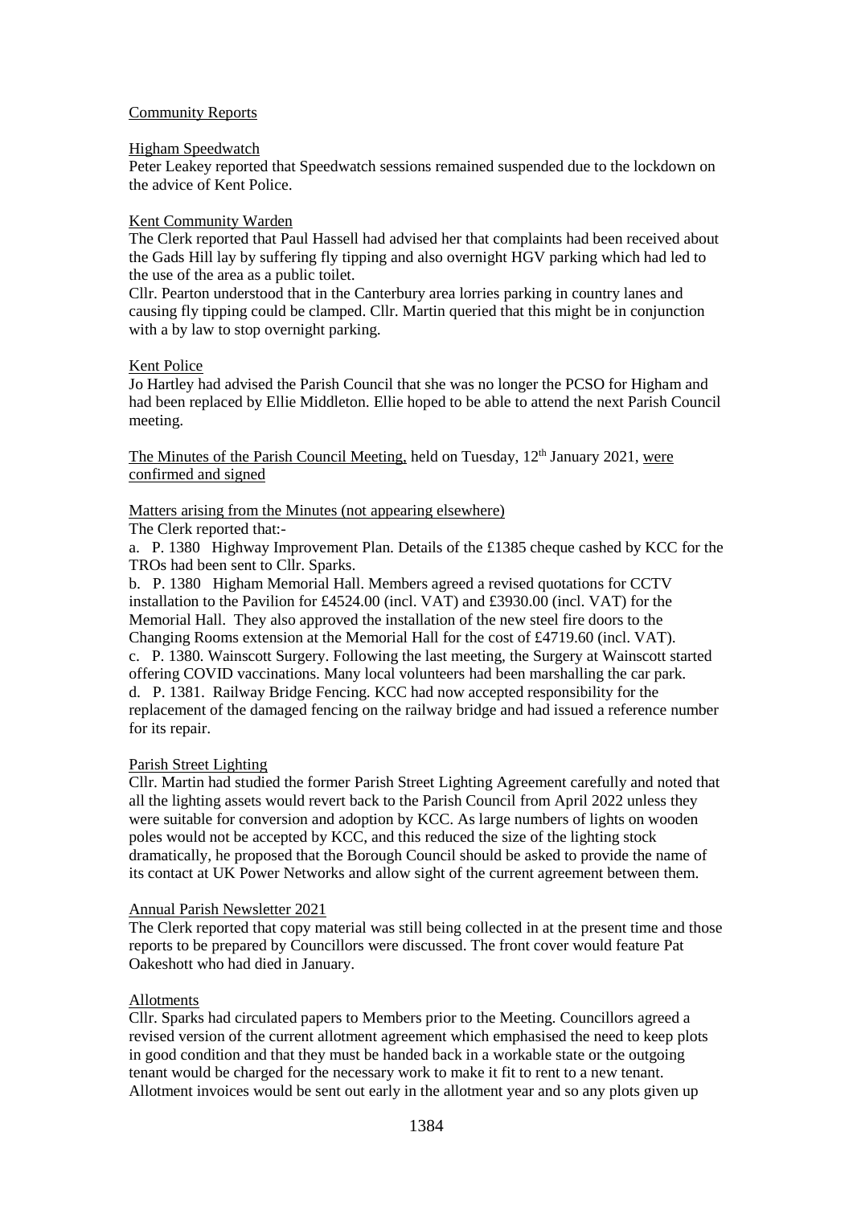Community Reports

Higham Speedwatch

Peter Leakey reported that Speedwatch sessions remained suspended due to the lockdown on the advice of Kent Police.

Kent Community Warden

The Clerk reported that Paul Hassell had advised her that complaints had been received about the Gads Hill lay by suffering fly tipping and also overnight HGV parking which had led to the use of the area as a public toilet.

Cllr. Pearton understood that in the Canterbury area lorries parking in country lanes and causing fly tipping could be clamped. Cllr. Martin queried that this might be in conjunction with a by law to stop overnight parking.

Kent Police

Jo Hartley had advised the Parish Council that she was no longer the PCSO for Higham and had been replaced by Ellie Middleton. Ellie hoped to be able to attend the next Parish Council meeting.

The Minutes of the Parish Council Meeting, held on Tuesday, 12th January 2021, were confirmed and signed

Matters arising from the Minutes (not appearing elsewhere)

The Clerk reported that:-

a. P. 1380 Highway Improvement Plan. Details of the £1385 cheque cashed by KCC for the TROs had been sent to Cllr. Sparks.

b. P. 1380 Higham Memorial Hall. Members agreed a revised quotations for CCTV installation to the Pavilion for £4524.00 (incl. VAT) and £3930.00 (incl. VAT) for the Memorial Hall. They also approved the installation of the new steel fire doors to the Changing Rooms extension at the Memorial Hall for the cost of £4719.60 (incl. VAT).

c. P. 1380. Wainscott Surgery. Following the last meeting, the Surgery at Wainscott started offering COVID vaccinations. Many local volunteers had been marshalling the car park.

d. P. 1381. Railway Bridge Fencing. KCC had now accepted responsibility for the replacement of the damaged fencing on the railway bridge and had issued a reference number for its repair.

Parish Street Lighting

Cllr. Martin had studied the former Parish Street Lighting Agreement carefully and noted that all the lighting assets would revert back to the Parish Council from April 2022 unless they were suitable for conversion and adoption by KCC. As large numbers of lights on wooden poles would not be accepted by KCC, and this reduced the size of the lighting stock dramatically, he proposed that the Borough Council should be asked to provide the name of its contact at UK Power Networks and allow sight of the current agreement between them.

Annual Parish Newsletter 2021

The Clerk reported that copy material was still being collected in at the present time and those reports to be prepared by Councillors were discussed. The front cover would feature Pat Oakeshott who had died in January.

Allotments

Cllr. Sparks had circulated papers to Members prior to the Meeting. Councillors agreed a revised version of the current allotment agreement which emphasised the need to keep plots in good condition and that they must be handed back in a workable state or the outgoing tenant would be charged for the necessary work to make it fit to rent to a new tenant. Allotment invoices would be sent out early in the allotment year and so any plots given up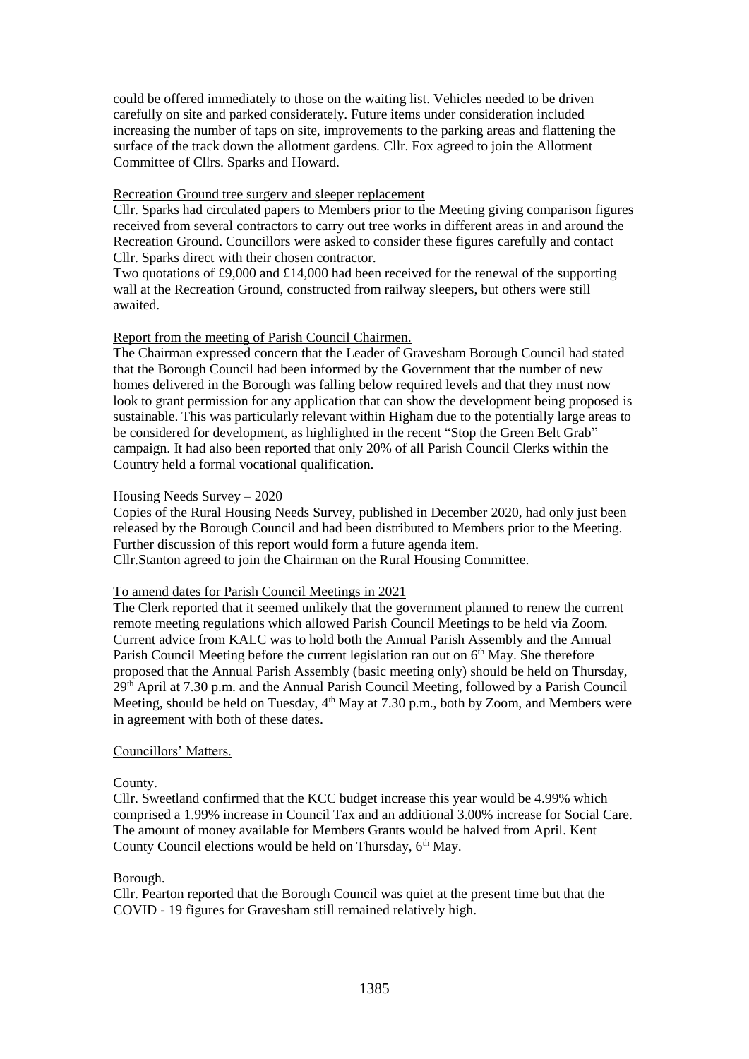could be offered immediately to those on the waiting list. Vehicles needed to be driven carefully on site and parked considerately. Future items under consideration included increasing the number of taps on site, improvements to the parking areas and flattening the surface of the track down the allotment gardens. Cllr. Fox agreed to join the Allotment Committee of Cllrs. Sparks and Howard.

Recreation Ground tree surgery and sleeper replacement

Cllr. Sparks had circulated papers to Members prior to the Meeting giving comparison figures received from several contractors to carry out tree works in different areas in and around the Recreation Ground. Councillors were asked to consider these figures carefully and contact Cllr. Sparks direct with their chosen contractor.

Two quotations of £9,000 and £14,000 had been received for the renewal of the supporting wall at the Recreation Ground, constructed from railway sleepers, but others were still awaited.

Report from the meeting of Parish Council Chairmen.

The Chairman expressed concern that the Leader of Gravesham Borough Council had stated that the Borough Council had been informed by the Government that the number of new homes delivered in the Borough was falling below required levels and that they must now look to grant permission for any application that can show the development being proposed is sustainable. This was particularly relevant within Higham due to the potentially large areas to be considered for development, as highlighted in the recent "Stop the Green Belt Grab" campaign. It had also been reported that only 20% of all Parish Council Clerks within the Country held a formal vocational qualification.

Housing Needs Survey – 2020

Copies of the Rural Housing Needs Survey, published in December 2020, had only just been released by the Borough Council and had been distributed to Members prior to the Meeting. Further discussion of this report would form a future agenda item.

Cllr.Stanton agreed to join the Chairman on the Rural Housing Committee.

To amend dates for Parish Council Meetings in 2021

The Clerk reported that it seemed unlikely that the government planned to renew the current remote meeting regulations which allowed Parish Council Meetings to be held via Zoom. Current advice from KALC was to hold both the Annual Parish Assembly and the Annual Parish Council Meeting before the current legislation ran out on 6th May. She therefore proposed that the Annual Parish Assembly (basic meeting only) should be held on Thursday, 29th April at 7.30 p.m. and the Annual Parish Council Meeting, followed by a Parish Council Meeting, should be held on Tuesday, 4th May at 7.30 p.m., both by Zoom, and Members were in agreement with both of these dates.

Councillors' Matters.

County.

Cllr. Sweetland confirmed that the KCC budget increase this year would be 4.99% which comprised a 1.99% increase in Council Tax and an additional 3.00% increase for Social Care. The amount of money available for Members Grants would be halved from April. Kent County Council elections would be held on Thursday, 6th May.

Borough.

Cllr. Pearton reported that the Borough Council was quiet at the present time but that the COVID - 19 figures for Gravesham still remained relatively high.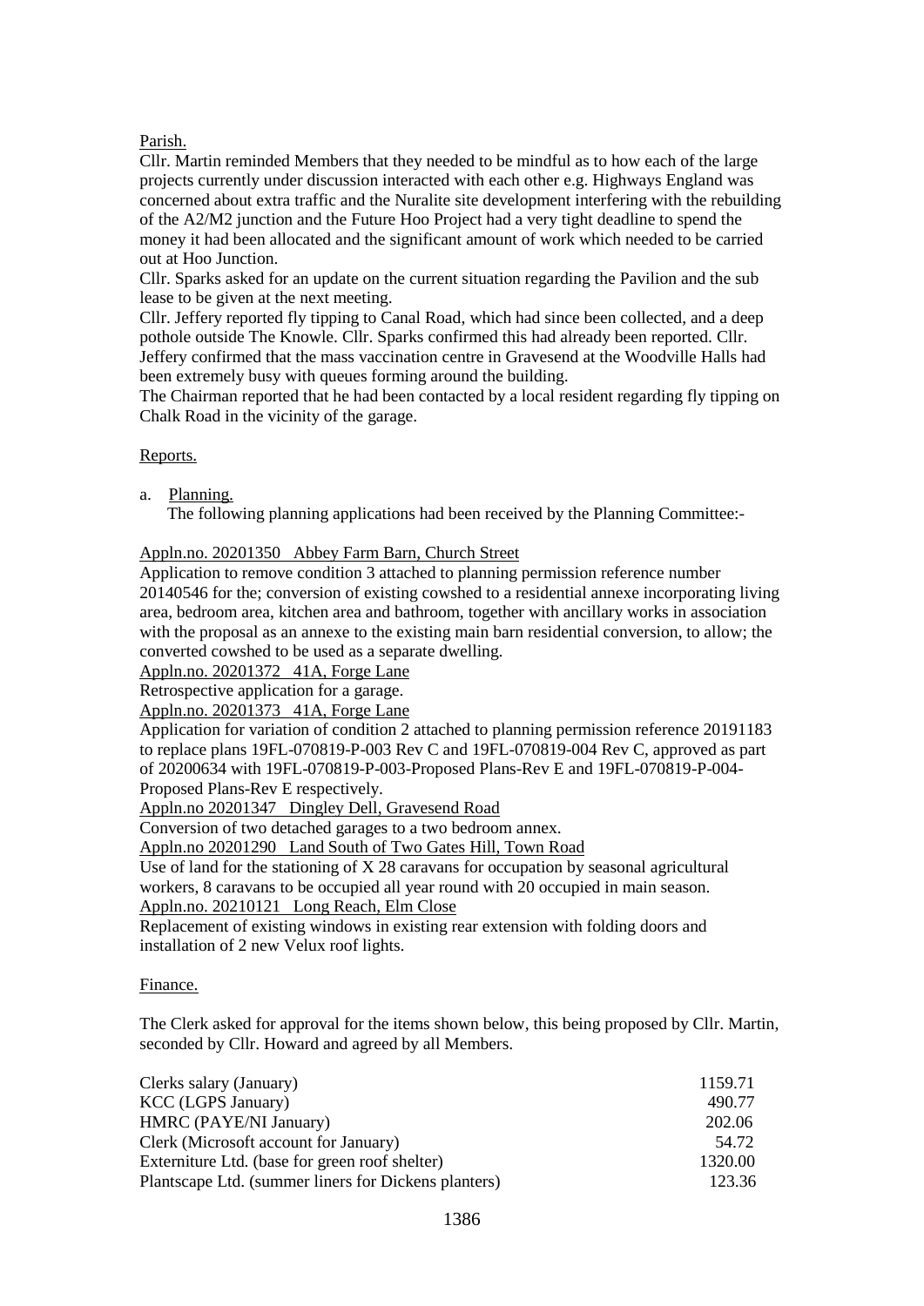Parish.

Cllr. Martin reminded Members that they needed to be mindful as to how each of the large projects currently under discussion interacted with each other e.g. Highways England was concerned about extra traffic and the Nuralite site development interfering with the rebuilding of the A2/M2 junction and the Future Hoo Project had a very tight deadline to spend the money it had been allocated and the significant amount of work which needed to be carried out at Hoo Junction.

Cllr. Sparks asked for an update on the current situation regarding the Pavilion and the sub lease to be given at the next meeting.

Cllr. Jeffery reported fly tipping to Canal Road, which had since been collected, and a deep pothole outside The Knowle. Cllr. Sparks confirmed this had already been reported. Cllr. Jeffery confirmed that the mass vaccination centre in Gravesend at the Woodville Halls had been extremely busy with queues forming around the building.

The Chairman reported that he had been contacted by a local resident regarding fly tipping on Chalk Road in the vicinity of the garage.

Reports.

a. Planning.

The following planning applications had been received by the Planning Committee:-

Appln.no. 20201350 Abbey Farm Barn, Church Street

Application to remove condition 3 attached to planning permission reference number 20140546 for the; conversion of existing cowshed to a residential annexe incorporating living area, bedroom area, kitchen area and bathroom, together with ancillary works in association with the proposal as an annexe to the existing main barn residential conversion, to allow; the converted cowshed to be used as a separate dwelling.

Appln.no. 20201372 41A, Forge Lane

Retrospective application for a garage.

Appln.no. 20201373 41A, Forge Lane

Application for variation of condition 2 attached to planning permission reference 20191183 to replace plans 19FL-070819-P-003 Rev C and 19FL-070819-004 Rev C, approved as part of 20200634 with 19FL-070819-P-003-Proposed Plans-Rev E and 19FL-070819-P-004-Proposed Plans-Rev E respectively.

Appln.no 20201347 Dingley Dell, Gravesend Road

Conversion of two detached garages to a two bedroom annex.

Appln.no 20201290 Land South of Two Gates Hill, Town Road

Use of land for the stationing of X 28 caravans for occupation by seasonal agricultural workers, 8 caravans to be occupied all year round with 20 occupied in main season.

Appln.no. 20210121 Long Reach, Elm Close

Replacement of existing windows in existing rear extension with folding doors and installation of 2 new Velux roof lights.

Finance.

The Clerk asked for approval for the items shown below, this being proposed by Cllr. Martin, seconded by Cllr. Howard and agreed by all Members.

| | |
|---|---|
| Clerks salary (January) | 1159.71 |
| KCC (LGPS January) | 490.77 |
| HMRC (PAYE/NI January) | 202.06 |
| Clerk (Microsoft account for January) | 54.72 |
| Externiture Ltd. (base for green roof shelter) | 1320.00 |
| Plantscape Ltd. (summer liners for Dickens planters) | 123.36 |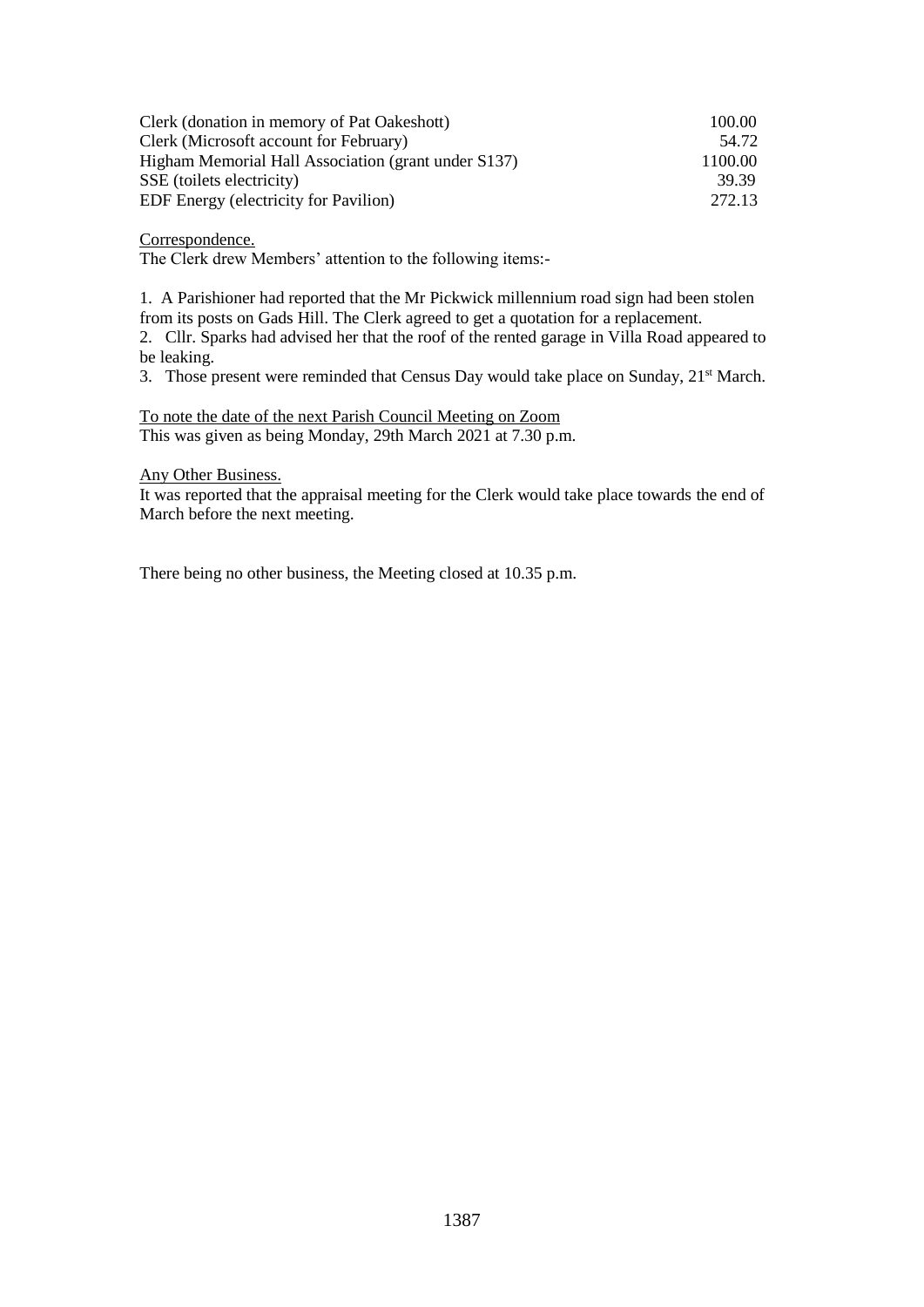| | |
|---|---|
| Clerk (donation in memory of Pat Oakeshott) | 100.00 |
| Clerk (Microsoft account for February) | 54.72 |
| Higham Memorial Hall Association (grant under S137) | 1100.00 |
| SSE (toilets electricity) | 39.39 |
| EDF Energy (electricity for Pavilion) | 272.13 |

Correspondence.

The Clerk drew Members' attention to the following items:-

1. A Parishioner had reported that the Mr Pickwick millennium road sign had been stolen from its posts on Gads Hill. The Clerk agreed to get a quotation for a replacement.
2. Cllr. Sparks had advised her that the roof of the rented garage in Villa Road appeared to be leaking.
3. Those present were reminded that Census Day would take place on Sunday, 21st March.

To note the date of the next Parish Council Meeting on Zoom

This was given as being Monday, 29th March 2021 at 7.30 p.m.

Any Other Business.

It was reported that the appraisal meeting for the Clerk would take place towards the end of March before the next meeting.

There being no other business, the Meeting closed at 10.35 p.m.